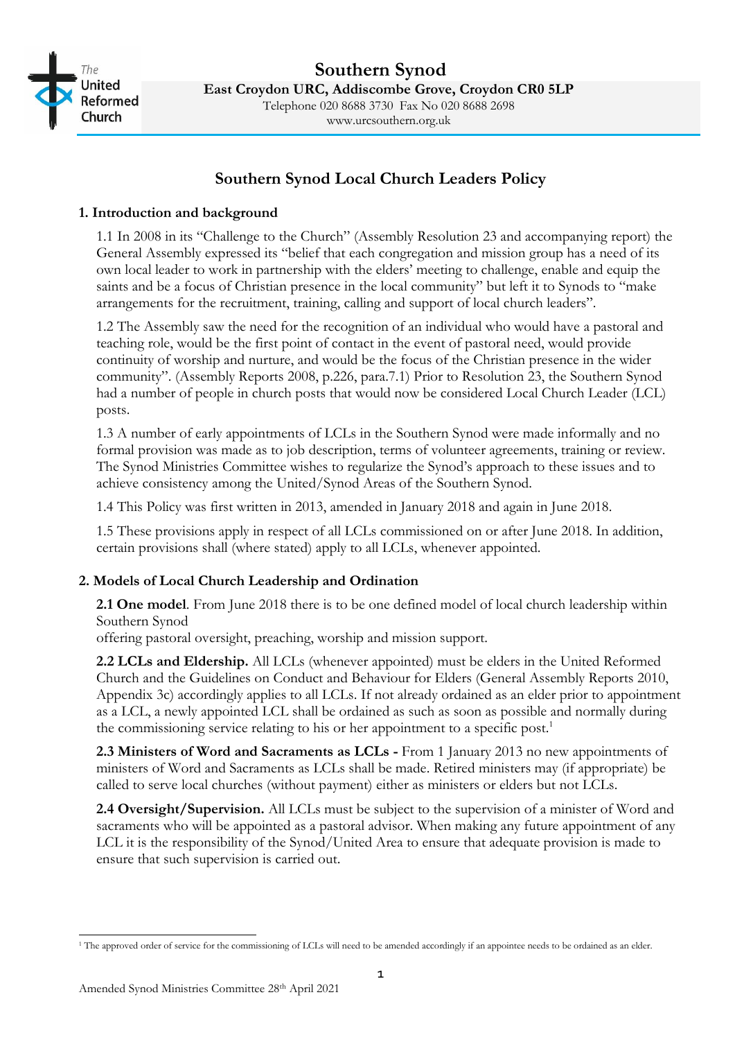# Southern Synod

**East Croydon URC, Addiscombe Grove, Croydon CR0 5LP**

Telephone 020 8688 3730 Fax No 020 8688 2698

www.urcsouthern.org.uk

## Southern Synod Local Church Leaders Policy

### 1. Introduction and background

1.1 In 2008 in its "Challenge to the Church" (Assembly Resolution 23 and accompanying report) the General Assembly expressed its "belief that each congregation and mission group has a need of its own local leader to work in partnership with the elders' meeting to challenge, enable and equip the saints and be a focus of Christian presence in the local community" but left it to Synods to "make arrangements for the recruitment, training, calling and support of local church leaders".

1.2 The Assembly saw the need for the recognition of an individual who would have a pastoral and teaching role, would be the first point of contact in the event of pastoral need, would provide continuity of worship and nurture, and would be the focus of the Christian presence in the wider community". (Assembly Reports 2008, p.226, para.7.1) Prior to Resolution 23, the Southern Synod had a number of people in church posts that would now be considered Local Church Leader (LCL) posts.

1.3 A number of early appointments of LCLs in the Southern Synod were made informally and no formal provision was made as to job description, terms of volunteer agreements, training or review. The Synod Ministries Committee wishes to regularize the Synod's approach to these issues and to achieve consistency among the United/Synod Areas of the Southern Synod.

1.4 This Policy was first written in 2013, amended in January 2018 and again in June 2018.

1.5 These provisions apply in respect of all LCLs commissioned on or after June 2018. In addition, certain provisions shall (where stated) apply to all LCLs, whenever appointed.

### 2. Models of Local Church Leadership and Ordination

**2.1 One model**. From June 2018 there is to be one defined model of local church leadership within Southern Synod
offering pastoral oversight, preaching, worship and mission support.

**2.2 LCLs and Eldership.** All LCLs (whenever appointed) must be elders in the United Reformed Church and the Guidelines on Conduct and Behaviour for Elders (General Assembly Reports 2010, Appendix 3c) accordingly applies to all LCLs. If not already ordained as an elder prior to appointment as a LCL, a newly appointed LCL shall be ordained as such as soon as possible and normally during the commissioning service relating to his or her appointment to a specific post.[1]

**2.3 Ministers of Word and Sacraments as LCLs -** From 1 January 2013 no new appointments of ministers of Word and Sacraments as LCLs shall be made. Retired ministers may (if appropriate) be called to serve local churches (without payment) either as ministers or elders but not LCLs.

**2.4 Oversight/Supervision.** All LCLs must be subject to the supervision of a minister of Word and sacraments who will be appointed as a pastoral advisor. When making any future appointment of any LCL it is the responsibility of the Synod/United Area to ensure that adequate provision is made to ensure that such supervision is carried out.

[1] The approved order of service for the commissioning of LCLs will need to be amended accordingly if an appointee needs to be ordained as an elder.

Amended Synod Ministries Committee 28th April 2021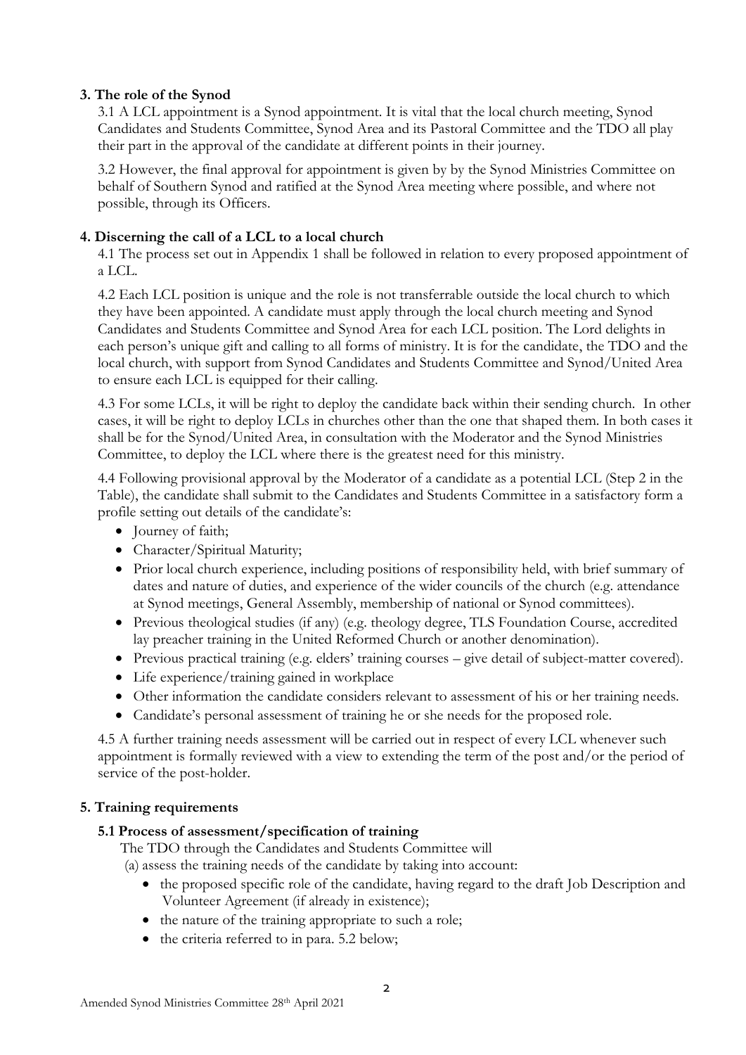## 3. The role of the Synod

3.1 A LCL appointment is a Synod appointment. It is vital that the local church meeting, Synod Candidates and Students Committee, Synod Area and its Pastoral Committee and the TDO all play their part in the approval of the candidate at different points in their journey.

3.2 However, the final approval for appointment is given by by the Synod Ministries Committee on behalf of Southern Synod and ratified at the Synod Area meeting where possible, and where not possible, through its Officers.

## 4. Discerning the call of a LCL to a local church

4.1 The process set out in Appendix 1 shall be followed in relation to every proposed appointment of a LCL.

4.2 Each LCL position is unique and the role is not transferrable outside the local church to which they have been appointed. A candidate must apply through the local church meeting and Synod Candidates and Students Committee and Synod Area for each LCL position. The Lord delights in each person's unique gift and calling to all forms of ministry. It is for the candidate, the TDO and the local church, with support from Synod Candidates and Students Committee and Synod/United Area to ensure each LCL is equipped for their calling.

4.3 For some LCLs, it will be right to deploy the candidate back within their sending church. In other cases, it will be right to deploy LCLs in churches other than the one that shaped them. In both cases it shall be for the Synod/United Area, in consultation with the Moderator and the Synod Ministries Committee, to deploy the LCL where there is the greatest need for this ministry.

4.4 Following provisional approval by the Moderator of a candidate as a potential LCL (Step 2 in the Table), the candidate shall submit to the Candidates and Students Committee in a satisfactory form a profile setting out details of the candidate's:

- Journey of faith;
- Character/Spiritual Maturity;
- Prior local church experience, including positions of responsibility held, with brief summary of dates and nature of duties, and experience of the wider councils of the church (e.g. attendance at Synod meetings, General Assembly, membership of national or Synod committees).
- Previous theological studies (if any) (e.g. theology degree, TLS Foundation Course, accredited lay preacher training in the United Reformed Church or another denomination).
- Previous practical training (e.g. elders' training courses – give detail of subject-matter covered).
- Life experience/training gained in workplace
- Other information the candidate considers relevant to assessment of his or her training needs.
- Candidate's personal assessment of training he or she needs for the proposed role.

4.5 A further training needs assessment will be carried out in respect of every LCL whenever such appointment is formally reviewed with a view to extending the term of the post and/or the period of service of the post-holder.

## 5. Training requirements

### 5.1 Process of assessment/specification of training

The TDO through the Candidates and Students Committee will

(a) assess the training needs of the candidate by taking into account:

- the proposed specific role of the candidate, having regard to the draft Job Description and Volunteer Agreement (if already in existence);
- the nature of the training appropriate to such a role;
- the criteria referred to in para. 5.2 below;

Amended Synod Ministries Committee 28th April 2021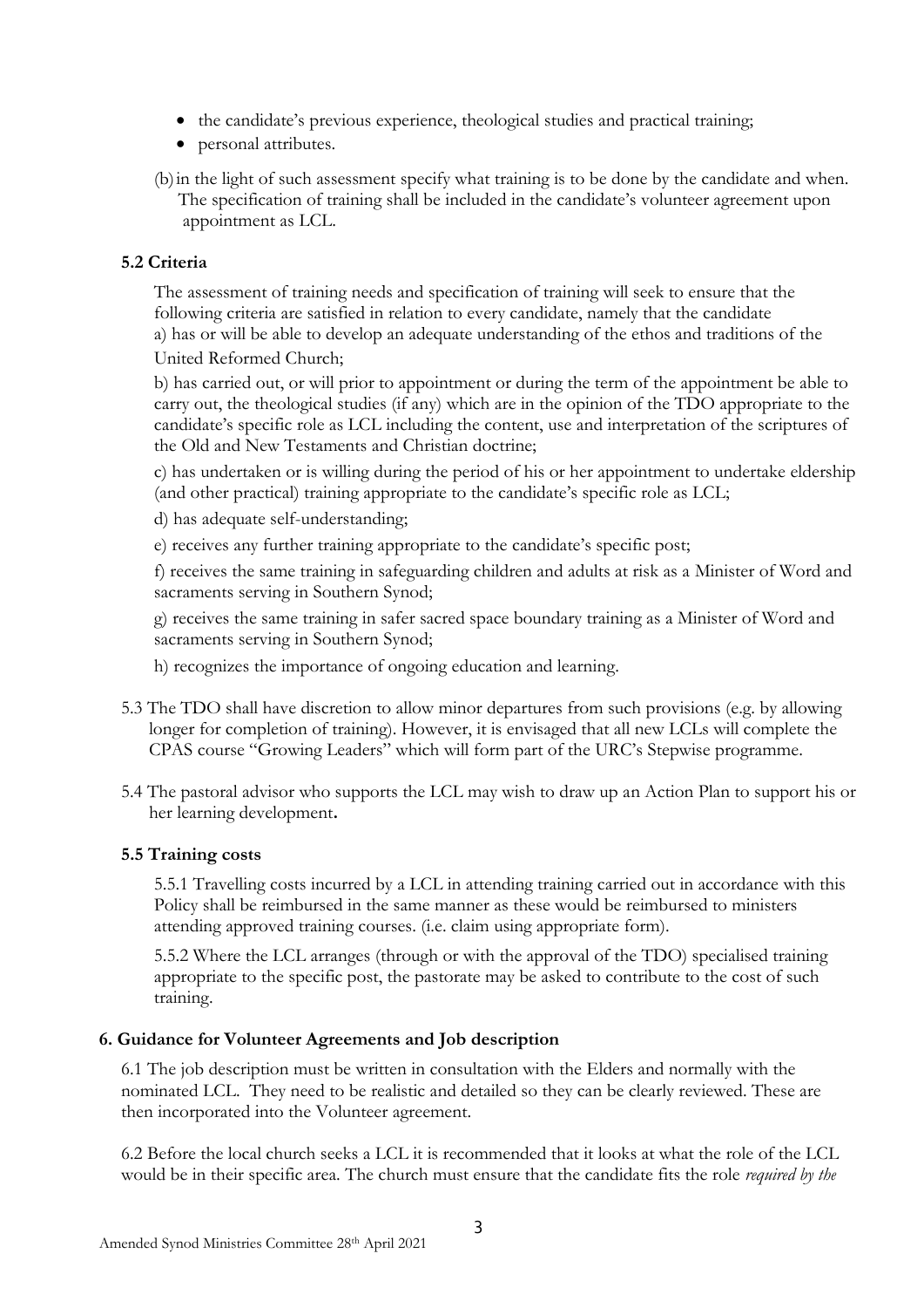- the candidate's previous experience, theological studies and practical training;
- personal attributes.

(b) in the light of such assessment specify what training is to be done by the candidate and when. The specification of training shall be included in the candidate's volunteer agreement upon appointment as LCL.

### 5.2 Criteria

The assessment of training needs and specification of training will seek to ensure that the following criteria are satisfied in relation to every candidate, namely that the candidate

a) has or will be able to develop an adequate understanding of the ethos and traditions of the United Reformed Church;

b) has carried out, or will prior to appointment or during the term of the appointment be able to carry out, the theological studies (if any) which are in the opinion of the TDO appropriate to the candidate's specific role as LCL including the content, use and interpretation of the scriptures of the Old and New Testaments and Christian doctrine;

c) has undertaken or is willing during the period of his or her appointment to undertake eldership (and other practical) training appropriate to the candidate's specific role as LCL;

d) has adequate self-understanding;

e) receives any further training appropriate to the candidate's specific post;

f) receives the same training in safeguarding children and adults at risk as a Minister of Word and sacraments serving in Southern Synod;

g) receives the same training in safer sacred space boundary training as a Minister of Word and sacraments serving in Southern Synod;

h) recognizes the importance of ongoing education and learning.

5.3 The TDO shall have discretion to allow minor departures from such provisions (e.g. by allowing longer for completion of training). However, it is envisaged that all new LCLs will complete the CPAS course "Growing Leaders" which will form part of the URC's Stepwise programme.

5.4 The pastoral advisor who supports the LCL may wish to draw up an Action Plan to support his or her learning development.

### 5.5 Training costs

5.5.1 Travelling costs incurred by a LCL in attending training carried out in accordance with this Policy shall be reimbursed in the same manner as these would be reimbursed to ministers attending approved training courses. (i.e. claim using appropriate form).

5.5.2 Where the LCL arranges (through or with the approval of the TDO) specialised training appropriate to the specific post, the pastorate may be asked to contribute to the cost of such training.

## 6. Guidance for Volunteer Agreements and Job description

6.1 The job description must be written in consultation with the Elders and normally with the nominated LCL. They need to be realistic and detailed so they can be clearly reviewed. These are then incorporated into the Volunteer agreement.

6.2 Before the local church seeks a LCL it is recommended that it looks at what the role of the LCL would be in their specific area. The church must ensure that the candidate fits the role *required by the*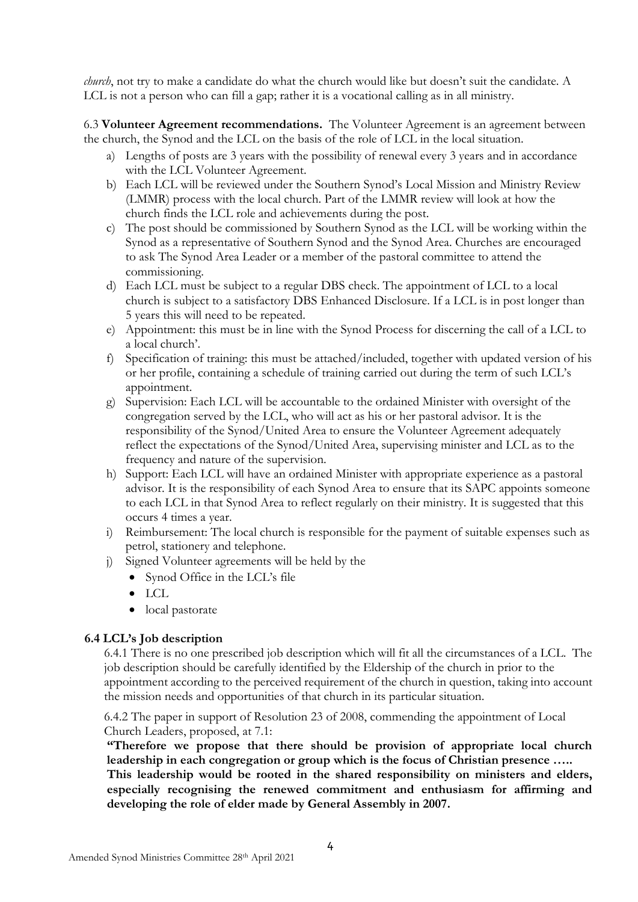*church*, not try to make a candidate do what the church would like but doesn't suit the candidate. A LCL is not a person who can fill a gap; rather it is a vocational calling as in all ministry.

6.3 **Volunteer Agreement recommendations.** The Volunteer Agreement is an agreement between the church, the Synod and the LCL on the basis of the role of LCL in the local situation.

a) Lengths of posts are 3 years with the possibility of renewal every 3 years and in accordance with the LCL Volunteer Agreement.
b) Each LCL will be reviewed under the Southern Synod's Local Mission and Ministry Review (LMMR) process with the local church. Part of the LMMR review will look at how the church finds the LCL role and achievements during the post.
c) The post should be commissioned by Southern Synod as the LCL will be working within the Synod as a representative of Southern Synod and the Synod Area. Churches are encouraged to ask The Synod Area Leader or a member of the pastoral committee to attend the commissioning.
d) Each LCL must be subject to a regular DBS check. The appointment of LCL to a local church is subject to a satisfactory DBS Enhanced Disclosure. If a LCL is in post longer than 5 years this will need to be repeated.
e) Appointment: this must be in line with the Synod Process for discerning the call of a LCL to a local church'.
f) Specification of training: this must be attached/included, together with updated version of his or her profile, containing a schedule of training carried out during the term of such LCL's appointment.
g) Supervision: Each LCL will be accountable to the ordained Minister with oversight of the congregation served by the LCL, who will act as his or her pastoral advisor. It is the responsibility of the Synod/United Area to ensure the Volunteer Agreement adequately reflect the expectations of the Synod/United Area, supervising minister and LCL as to the frequency and nature of the supervision.
h) Support: Each LCL will have an ordained Minister with appropriate experience as a pastoral advisor. It is the responsibility of each Synod Area to ensure that its SAPC appoints someone to each LCL in that Synod Area to reflect regularly on their ministry. It is suggested that this occurs 4 times a year.
i) Reimbursement: The local church is responsible for the payment of suitable expenses such as petrol, stationery and telephone.
j) Signed Volunteer agreements will be held by the
   - Synod Office in the LCL's file
   - LCL
   - local pastorate

**6.4 LCL's Job description**

6.4.1 There is no one prescribed job description which will fit all the circumstances of a LCL. The job description should be carefully identified by the Eldership of the church in prior to the appointment according to the perceived requirement of the church in question, taking into account the mission needs and opportunities of that church in its particular situation.

6.4.2 The paper in support of Resolution 23 of 2008, commending the appointment of Local Church Leaders, proposed, at 7.1:

**"Therefore we propose that there should be provision of appropriate local church leadership in each congregation or group which is the focus of Christian presence …..**
**This leadership would be rooted in the shared responsibility on ministers and elders, especially recognising the renewed commitment and enthusiasm for affirming and developing the role of elder made by General Assembly in 2007.**

Amended Synod Ministries Committee 28th April 2021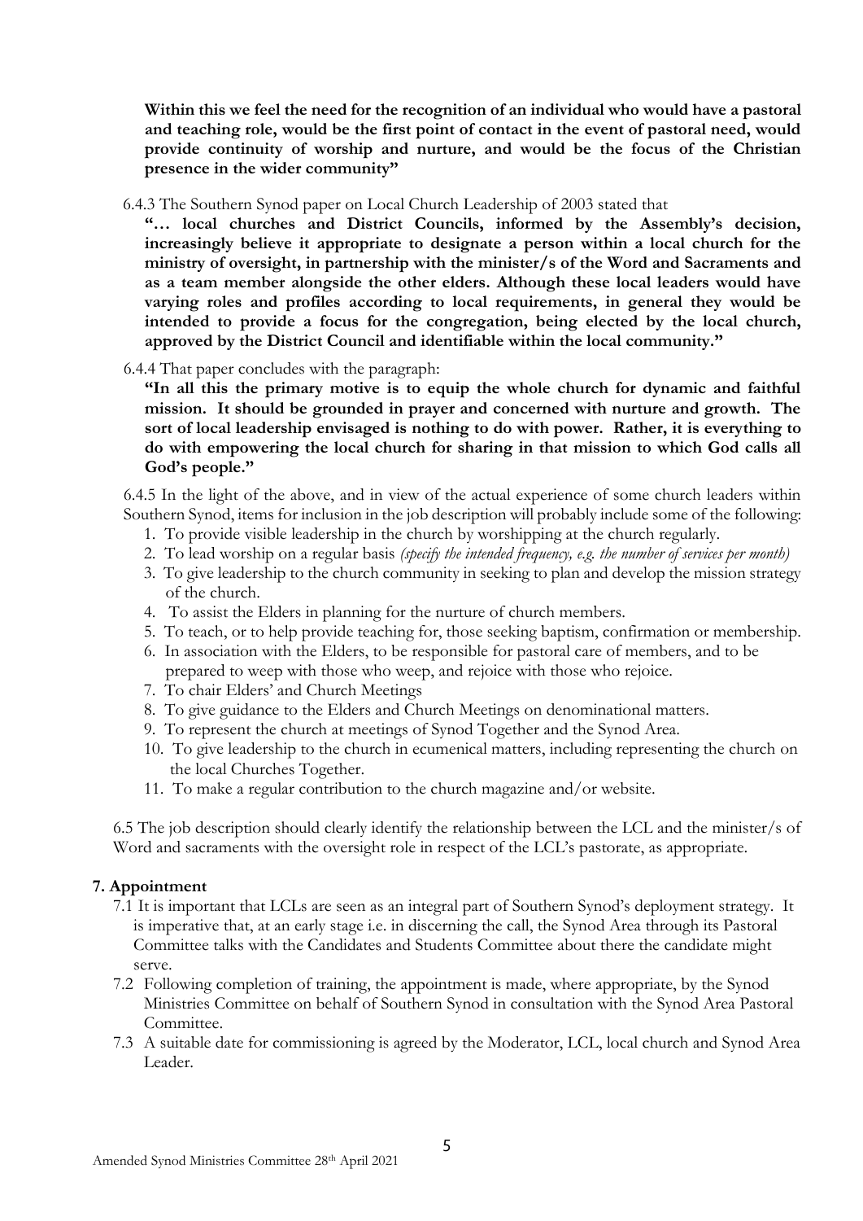**Within this we feel the need for the recognition of an individual who would have a pastoral and teaching role, would be the first point of contact in the event of pastoral need, would provide continuity of worship and nurture, and would be the focus of the Christian presence in the wider community"**

6.4.3 The Southern Synod paper on Local Church Leadership of 2003 stated that

**"… local churches and District Councils, informed by the Assembly's decision, increasingly believe it appropriate to designate a person within a local church for the ministry of oversight, in partnership with the minister/s of the Word and Sacraments and as a team member alongside the other elders. Although these local leaders would have varying roles and profiles according to local requirements, in general they would be intended to provide a focus for the congregation, being elected by the local church, approved by the District Council and identifiable within the local community."**

6.4.4 That paper concludes with the paragraph:

**"In all this the primary motive is to equip the whole church for dynamic and faithful mission. It should be grounded in prayer and concerned with nurture and growth. The sort of local leadership envisaged is nothing to do with power. Rather, it is everything to do with empowering the local church for sharing in that mission to which God calls all God's people."**

6.4.5 In the light of the above, and in view of the actual experience of some church leaders within Southern Synod, items for inclusion in the job description will probably include some of the following:

1. To provide visible leadership in the church by worshipping at the church regularly.
2. To lead worship on a regular basis *(specify the intended frequency, e.g. the number of services per month)*
3. To give leadership to the church community in seeking to plan and develop the mission strategy of the church.
4. To assist the Elders in planning for the nurture of church members.
5. To teach, or to help provide teaching for, those seeking baptism, confirmation or membership.
6. In association with the Elders, to be responsible for pastoral care of members, and to be prepared to weep with those who weep, and rejoice with those who rejoice.
7. To chair Elders' and Church Meetings
8. To give guidance to the Elders and Church Meetings on denominational matters.
9. To represent the church at meetings of Synod Together and the Synod Area.
10. To give leadership to the church in ecumenical matters, including representing the church on the local Churches Together.
11. To make a regular contribution to the church magazine and/or website.

6.5 The job description should clearly identify the relationship between the LCL and the minister/s of Word and sacraments with the oversight role in respect of the LCL's pastorate, as appropriate.

## 7. Appointment

7.1 It is important that LCLs are seen as an integral part of Southern Synod's deployment strategy. It is imperative that, at an early stage i.e. in discerning the call, the Synod Area through its Pastoral Committee talks with the Candidates and Students Committee about there the candidate might serve.

7.2 Following completion of training, the appointment is made, where appropriate, by the Synod Ministries Committee on behalf of Southern Synod in consultation with the Synod Area Pastoral Committee.

7.3 A suitable date for commissioning is agreed by the Moderator, LCL, local church and Synod Area Leader.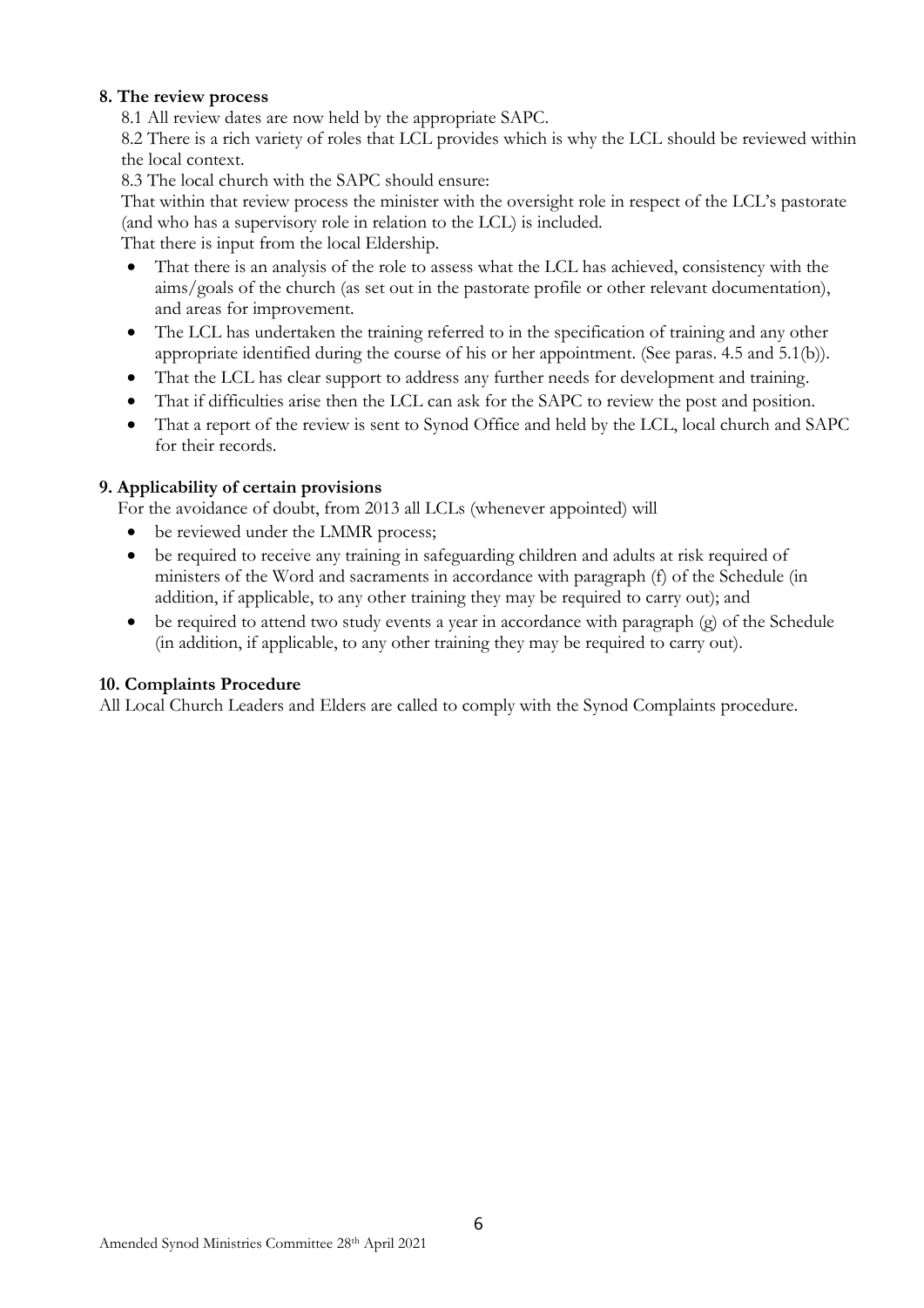**8. The review process**

8.1 All review dates are now held by the appropriate SAPC.

8.2 There is a rich variety of roles that LCL provides which is why the LCL should be reviewed within the local context.

8.3 The local church with the SAPC should ensure:

That within that review process the minister with the oversight role in respect of the LCL's pastorate (and who has a supervisory role in relation to the LCL) is included.

That there is input from the local Eldership.

- That there is an analysis of the role to assess what the LCL has achieved, consistency with the aims/goals of the church (as set out in the pastorate profile or other relevant documentation), and areas for improvement.
- The LCL has undertaken the training referred to in the specification of training and any other appropriate identified during the course of his or her appointment. (See paras. 4.5 and 5.1(b)).
- That the LCL has clear support to address any further needs for development and training.
- That if difficulties arise then the LCL can ask for the SAPC to review the post and position.
- That a report of the review is sent to Synod Office and held by the LCL, local church and SAPC for their records.

**9. Applicability of certain provisions**

For the avoidance of doubt, from 2013 all LCLs (whenever appointed) will

- be reviewed under the LMMR process;
- be required to receive any training in safeguarding children and adults at risk required of ministers of the Word and sacraments in accordance with paragraph (f) of the Schedule (in addition, if applicable, to any other training they may be required to carry out); and
- be required to attend two study events a year in accordance with paragraph (g) of the Schedule (in addition, if applicable, to any other training they may be required to carry out).

**10. Complaints Procedure**

All Local Church Leaders and Elders are called to comply with the Synod Complaints procedure.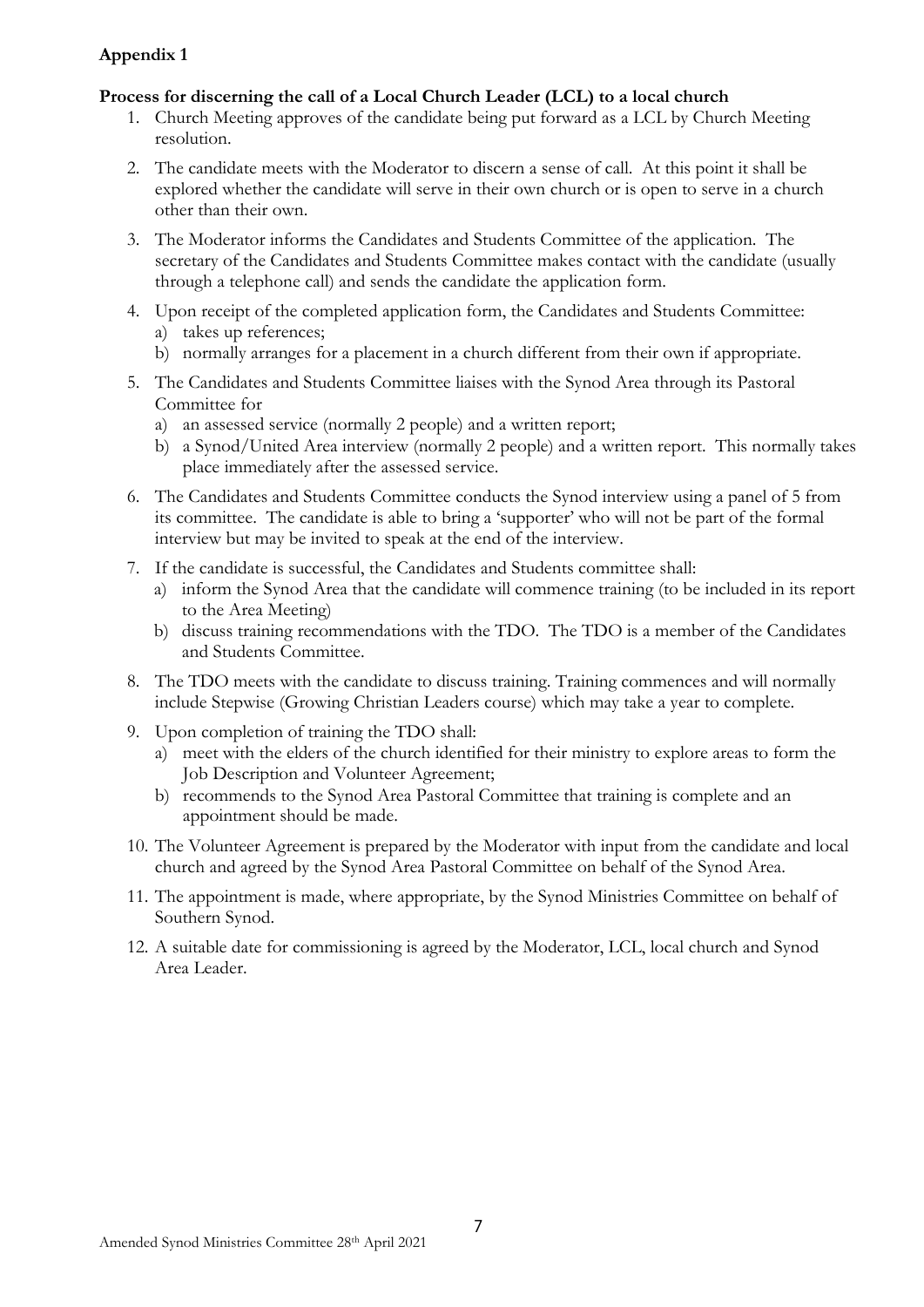**Appendix 1**

**Process for discerning the call of a Local Church Leader (LCL) to a local church**

1. Church Meeting approves of the candidate being put forward as a LCL by Church Meeting resolution.
2. The candidate meets with the Moderator to discern a sense of call. At this point it shall be explored whether the candidate will serve in their own church or is open to serve in a church other than their own.
3. The Moderator informs the Candidates and Students Committee of the application. The secretary of the Candidates and Students Committee makes contact with the candidate (usually through a telephone call) and sends the candidate the application form.
4. Upon receipt of the completed application form, the Candidates and Students Committee:
   a) takes up references;
   b) normally arranges for a placement in a church different from their own if appropriate.
5. The Candidates and Students Committee liaises with the Synod Area through its Pastoral Committee for
   a) an assessed service (normally 2 people) and a written report;
   b) a Synod/United Area interview (normally 2 people) and a written report. This normally takes place immediately after the assessed service.
6. The Candidates and Students Committee conducts the Synod interview using a panel of 5 from its committee. The candidate is able to bring a 'supporter' who will not be part of the formal interview but may be invited to speak at the end of the interview.
7. If the candidate is successful, the Candidates and Students committee shall:
   a) inform the Synod Area that the candidate will commence training (to be included in its report to the Area Meeting)
   b) discuss training recommendations with the TDO. The TDO is a member of the Candidates and Students Committee.
8. The TDO meets with the candidate to discuss training. Training commences and will normally include Stepwise (Growing Christian Leaders course) which may take a year to complete.
9. Upon completion of training the TDO shall:
   a) meet with the elders of the church identified for their ministry to explore areas to form the Job Description and Volunteer Agreement;
   b) recommends to the Synod Area Pastoral Committee that training is complete and an appointment should be made.
10. The Volunteer Agreement is prepared by the Moderator with input from the candidate and local church and agreed by the Synod Area Pastoral Committee on behalf of the Synod Area.
11. The appointment is made, where appropriate, by the Synod Ministries Committee on behalf of Southern Synod.
12. A suitable date for commissioning is agreed by the Moderator, LCL, local church and Synod Area Leader.